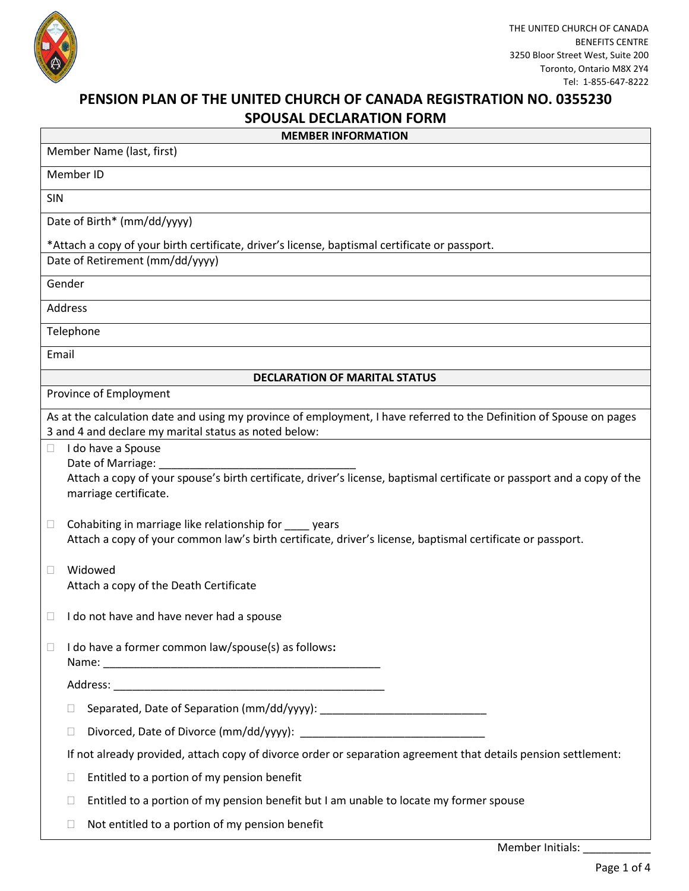THE UNITED CHURCH OF CANADA
BENEFITS CENTRE
3250 Bloor Street West, Suite 200
Toronto, Ontario M8X 2Y4
Tel: 1-855-647-8222

# PENSION PLAN OF THE UNITED CHURCH OF CANADA REGISTRATION NO. 0355230
# SPOUSAL DECLARATION FORM

## MEMBER INFORMATION

Member Name (last, first)

Member ID

SIN

Date of Birth* (mm/dd/yyyy)

*Attach a copy of your birth certificate, driver's license, baptismal certificate or passport.

Date of Retirement (mm/dd/yyyy)

Gender

Address

Telephone

Email

## DECLARATION OF MARITAL STATUS

Province of Employment

As at the calculation date and using my province of employment, I have referred to the Definition of Spouse on pages 3 and 4 and declare my marital status as noted below:

- ☐ I do have a Spouse
  Date of Marriage: ________________________________
  Attach a copy of your spouse's birth certificate, driver's license, baptismal certificate or passport and a copy of the marriage certificate.

- ☐ Cohabiting in marriage like relationship for ____ years
  Attach a copy of your common law's birth certificate, driver's license, baptismal certificate or passport.

- ☐ Widowed
  Attach a copy of the Death Certificate

- ☐ I do not have and have never had a spouse

- ☐ I do have a former common law/spouse(s) as follows**:**
  Name: ______________________________________________

  Address: ____________________________________________

  - ☐ Separated, Date of Separation (mm/dd/yyyy): ___________________________
  - ☐ Divorced, Date of Divorce (mm/dd/yyyy): ______________________________

  If not already provided, attach copy of divorce order or separation agreement that details pension settlement:

  - ☐ Entitled to a portion of my pension benefit
  - ☐ Entitled to a portion of my pension benefit but I am unable to locate my former spouse
  - ☐ Not entitled to a portion of my pension benefit

Member Initials: ___________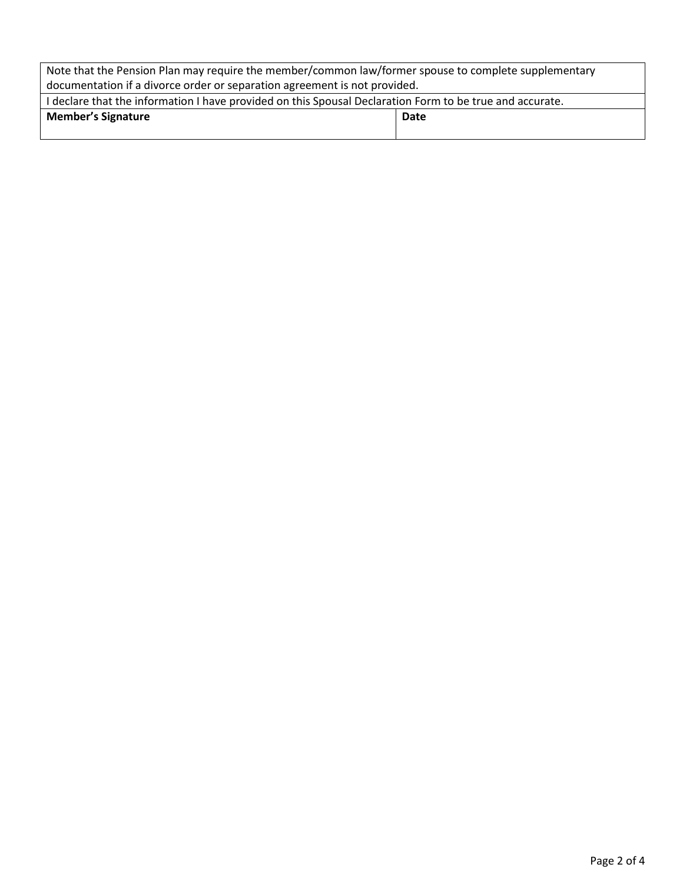| Note that the Pension Plan may require the member/common law/former spouse to complete supplementary documentation if a divorce order or separation agreement is not provided. | |
|---|---|
| I declare that the information I have provided on this Spousal Declaration Form to be true and accurate. | |
| **Member's Signature** | **Date** |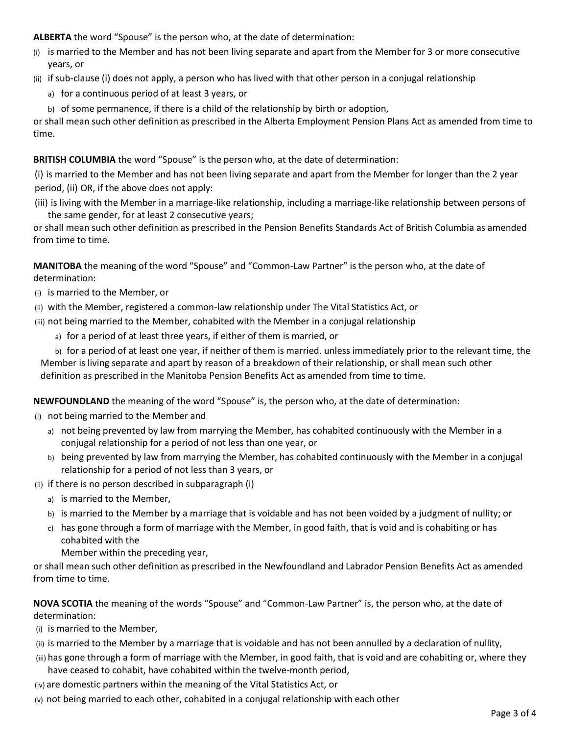**ALBERTA** the word "Spouse" is the person who, at the date of determination:

(i) is married to the Member and has not been living separate and apart from the Member for 3 or more consecutive years, or

(ii) if sub-clause (i) does not apply, a person who has lived with that other person in a conjugal relationship

   a) for a continuous period of at least 3 years, or

   b) of some permanence, if there is a child of the relationship by birth or adoption,

or shall mean such other definition as prescribed in the Alberta Employment Pension Plans Act as amended from time to time.

**BRITISH COLUMBIA** the word "Spouse" is the person who, at the date of determination:

(i) is married to the Member and has not been living separate and apart from the Member for longer than the 2 year period, (ii) OR, if the above does not apply:

(iii) is living with the Member in a marriage-like relationship, including a marriage-like relationship between persons of the same gender, for at least 2 consecutive years;

or shall mean such other definition as prescribed in the Pension Benefits Standards Act of British Columbia as amended from time to time.

**MANITOBA** the meaning of the word "Spouse" and "Common-Law Partner" is the person who, at the date of determination:

(i) is married to the Member, or

(ii) with the Member, registered a common-law relationship under The Vital Statistics Act, or

(iii) not being married to the Member, cohabited with the Member in a conjugal relationship

   a) for a period of at least three years, if either of them is married, or

   b) for a period of at least one year, if neither of them is married. unless immediately prior to the relevant time, the Member is living separate and apart by reason of a breakdown of their relationship, or shall mean such other definition as prescribed in the Manitoba Pension Benefits Act as amended from time to time.

**NEWFOUNDLAND** the meaning of the word "Spouse" is, the person who, at the date of determination:

(i) not being married to the Member and

   a) not being prevented by law from marrying the Member, has cohabited continuously with the Member in a conjugal relationship for a period of not less than one year, or

   b) being prevented by law from marrying the Member, has cohabited continuously with the Member in a conjugal relationship for a period of not less than 3 years, or

(ii) if there is no person described in subparagraph (i)

   a) is married to the Member,

   b) is married to the Member by a marriage that is voidable and has not been voided by a judgment of nullity; or

   c) has gone through a form of marriage with the Member, in good faith, that is void and is cohabiting or has cohabited with the
   Member within the preceding year,

or shall mean such other definition as prescribed in the Newfoundland and Labrador Pension Benefits Act as amended from time to time.

**NOVA SCOTIA** the meaning of the words "Spouse" and "Common-Law Partner" is, the person who, at the date of determination:

(i) is married to the Member,

(ii) is married to the Member by a marriage that is voidable and has not been annulled by a declaration of nullity,

(iii) has gone through a form of marriage with the Member, in good faith, that is void and are cohabiting or, where they have ceased to cohabit, have cohabited within the twelve-month period,

(iv) are domestic partners within the meaning of the Vital Statistics Act, or

(v) not being married to each other, cohabited in a conjugal relationship with each other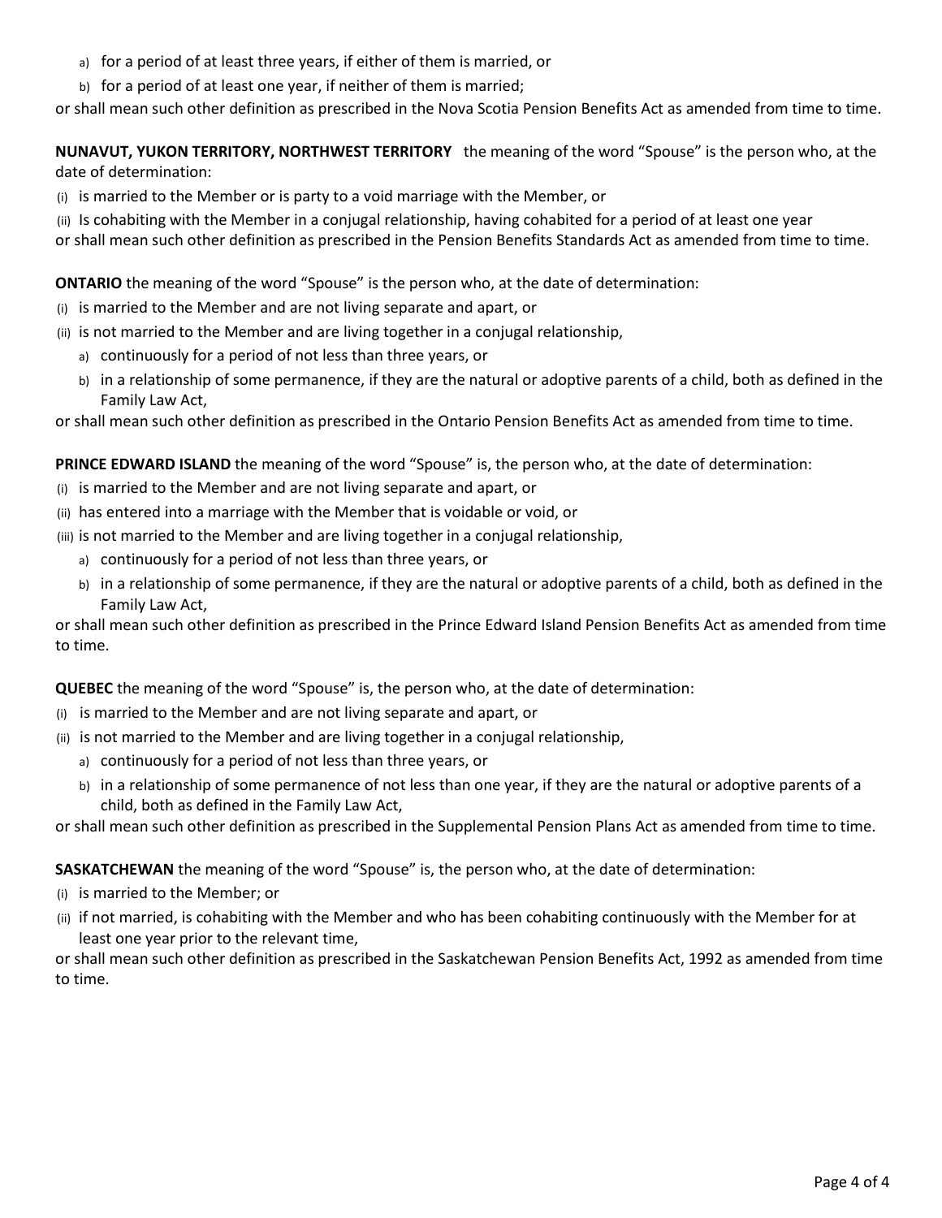a) for a period of at least three years, if either of them is married, or
b) for a period of at least one year, if neither of them is married;

or shall mean such other definition as prescribed in the Nova Scotia Pension Benefits Act as amended from time to time.

**NUNAVUT, YUKON TERRITORY, NORTHWEST TERRITORY** the meaning of the word "Spouse" is the person who, at the date of determination:

(i) is married to the Member or is party to a void marriage with the Member, or
(ii) Is cohabiting with the Member in a conjugal relationship, having cohabited for a period of at least one year

or shall mean such other definition as prescribed in the Pension Benefits Standards Act as amended from time to time.

**ONTARIO** the meaning of the word "Spouse" is the person who, at the date of determination:

(i) is married to the Member and are not living separate and apart, or
(ii) is not married to the Member and are living together in a conjugal relationship,
  a) continuously for a period of not less than three years, or
  b) in a relationship of some permanence, if they are the natural or adoptive parents of a child, both as defined in the Family Law Act,

or shall mean such other definition as prescribed in the Ontario Pension Benefits Act as amended from time to time.

**PRINCE EDWARD ISLAND** the meaning of the word "Spouse" is, the person who, at the date of determination:

(i) is married to the Member and are not living separate and apart, or
(ii) has entered into a marriage with the Member that is voidable or void, or
(iii) is not married to the Member and are living together in a conjugal relationship,
  a) continuously for a period of not less than three years, or
  b) in a relationship of some permanence, if they are the natural or adoptive parents of a child, both as defined in the Family Law Act,

or shall mean such other definition as prescribed in the Prince Edward Island Pension Benefits Act as amended from time to time.

**QUEBEC** the meaning of the word "Spouse" is, the person who, at the date of determination:

(i) is married to the Member and are not living separate and apart, or
(ii) is not married to the Member and are living together in a conjugal relationship,
  a) continuously for a period of not less than three years, or
  b) in a relationship of some permanence of not less than one year, if they are the natural or adoptive parents of a child, both as defined in the Family Law Act,

or shall mean such other definition as prescribed in the Supplemental Pension Plans Act as amended from time to time.

**SASKATCHEWAN** the meaning of the word "Spouse" is, the person who, at the date of determination:

(i) is married to the Member; or
(ii) if not married, is cohabiting with the Member and who has been cohabiting continuously with the Member for at least one year prior to the relevant time,

or shall mean such other definition as prescribed in the Saskatchewan Pension Benefits Act, 1992 as amended from time to time.